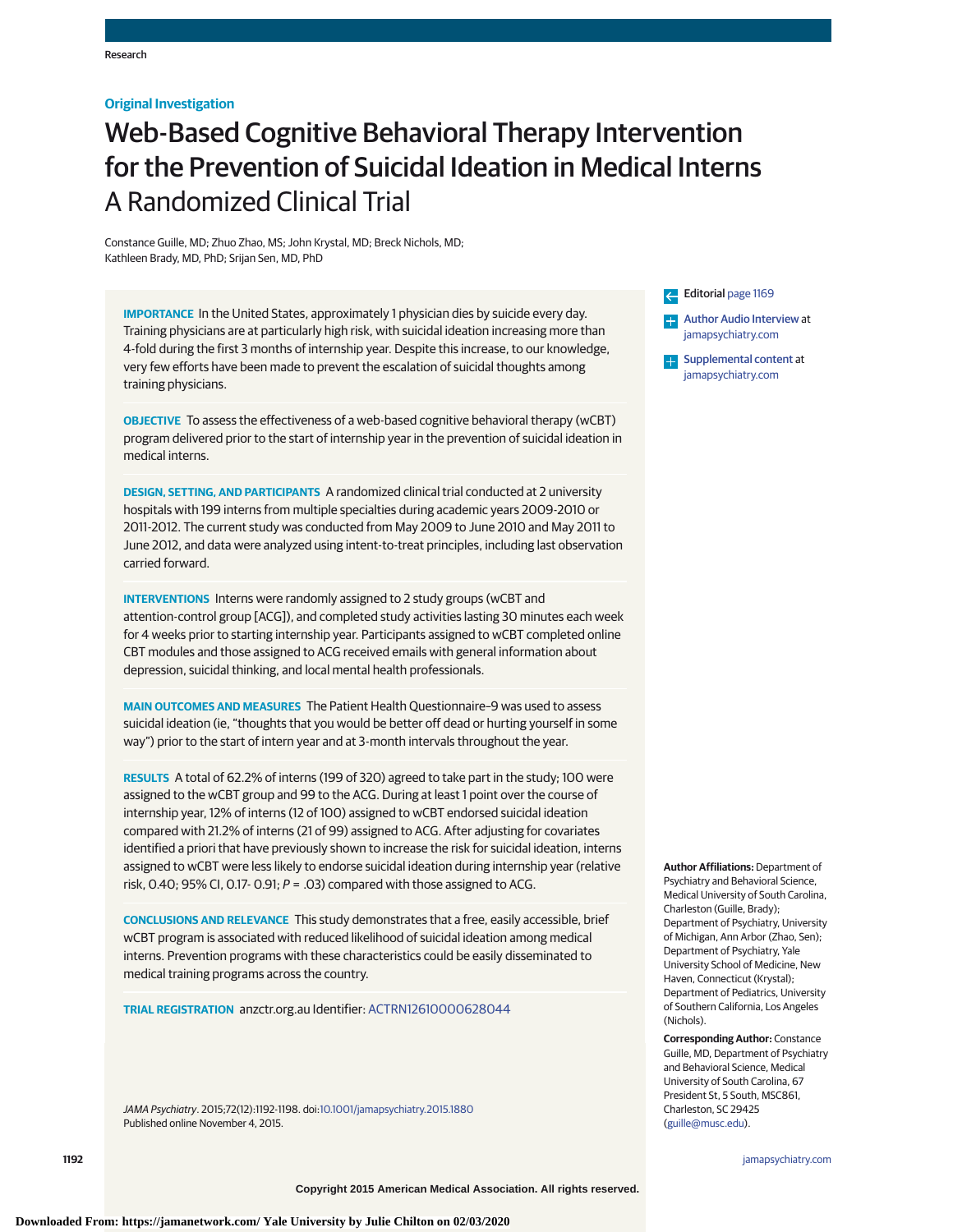Original Investigation

# Web-Based Cognitive Behavioral Therapy Intervention for the Prevention of Suicidal Ideation in Medical Interns
## A Randomized Clinical Trial

Constance Guille, MD; Zhuo Zhao, MS; John Krystal, MD; Breck Nichols, MD; Kathleen Brady, MD, PhD; Srijan Sen, MD, PhD

**IMPORTANCE** In the United States, approximately 1 physician dies by suicide every day. Training physicians are at particularly high risk, with suicidal ideation increasing more than 4-fold during the first 3 months of internship year. Despite this increase, to our knowledge, very few efforts have been made to prevent the escalation of suicidal thoughts among training physicians.

**OBJECTIVE** To assess the effectiveness of a web-based cognitive behavioral therapy (wCBT) program delivered prior to the start of internship year in the prevention of suicidal ideation in medical interns.

**DESIGN, SETTING, AND PARTICIPANTS** A randomized clinical trial conducted at 2 university hospitals with 199 interns from multiple specialties during academic years 2009-2010 or 2011-2012. The current study was conducted from May 2009 to June 2010 and May 2011 to June 2012, and data were analyzed using intent-to-treat principles, including last observation carried forward.

**INTERVENTIONS** Interns were randomly assigned to 2 study groups (wCBT and attention-control group [ACG]), and completed study activities lasting 30 minutes each week for 4 weeks prior to starting internship year. Participants assigned to wCBT completed online CBT modules and those assigned to ACG received emails with general information about depression, suicidal thinking, and local mental health professionals.

**MAIN OUTCOMES AND MEASURES** The Patient Health Questionnaire–9 was used to assess suicidal ideation (ie, "thoughts that you would be better off dead or hurting yourself in some way") prior to the start of intern year and at 3-month intervals throughout the year.

**RESULTS** A total of 62.2% of interns (199 of 320) agreed to take part in the study; 100 were assigned to the wCBT group and 99 to the ACG. During at least 1 point over the course of internship year, 12% of interns (12 of 100) assigned to wCBT endorsed suicidal ideation compared with 21.2% of interns (21 of 99) assigned to ACG. After adjusting for covariates identified a priori that have previously shown to increase the risk for suicidal ideation, interns assigned to wCBT were less likely to endorse suicidal ideation during internship year (relative risk, 0.40; 95% CI, 0.17- 0.91; $P$ = .03) compared with those assigned to ACG.

**CONCLUSIONS AND RELEVANCE** This study demonstrates that a free, easily accessible, brief wCBT program is associated with reduced likelihood of suicidal ideation among medical interns. Prevention programs with these characteristics could be easily disseminated to medical training programs across the country.

**TRIAL REGISTRATION** anzctr.org.au Identifier: ACTRN12610000628044

*JAMA Psychiatry*. 2015;72(12):1192-1198. doi:10.1001/jamapsychiatry.2015.1880
Published online November 4, 2015.

Editorial page 1169

Author Audio Interview at jamapsychiatry.com

Supplemental content at jamapsychiatry.com

**Author Affiliations:** Department of Psychiatry and Behavioral Science, Medical University of South Carolina, Charleston (Guille, Brady); Department of Psychiatry, University of Michigan, Ann Arbor (Zhao, Sen); Department of Psychiatry, Yale University School of Medicine, New Haven, Connecticut (Krystal); Department of Pediatrics, University of Southern California, Los Angeles (Nichols).

**Corresponding Author:** Constance Guille, MD, Department of Psychiatry and Behavioral Science, Medical University of South Carolina, 67 President St, 5 South, MSC861, Charleston, SC 29425 (guille@musc.edu).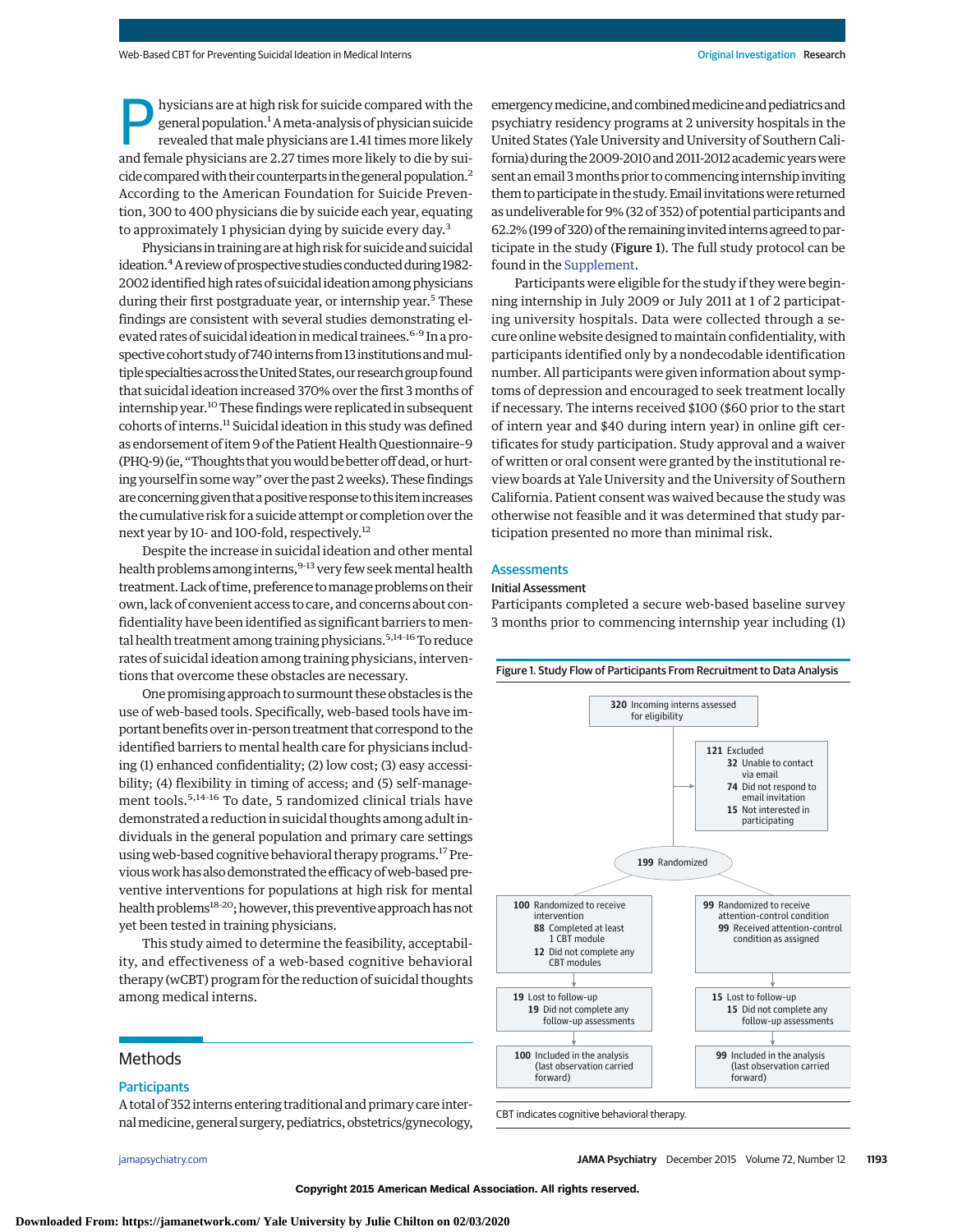Physicians are at high risk for suicide compared with the general population.[1] A meta-analysis of physician suicide revealed that male physicians are 1.41 times more likely and female physicians are 2.27 times more likely to die by suicide compared with their counterparts in the general population.[2] According to the American Foundation for Suicide Prevention, 300 to 400 physicians die by suicide each year, equating to approximately 1 physician dying by suicide every day.[3]

Physicians in training are at high risk for suicide and suicidal ideation.[4] A review of prospective studies conducted during 1982-2002 identified high rates of suicidal ideation among physicians during their first postgraduate year, or internship year.[5] These findings are consistent with several studies demonstrating elevated rates of suicidal ideation in medical trainees.[6-9] In a prospective cohort study of 740 interns from 13 institutions and multiple specialties across the United States, our research group found that suicidal ideation increased 370% over the first 3 months of internship year.[10] These findings were replicated in subsequent cohorts of interns.[11] Suicidal ideation in this study was defined as endorsement of item 9 of the Patient Health Questionnaire–9 (PHQ-9) (ie, "Thoughts that you would be better off dead, or hurting yourself in some way" over the past 2 weeks). These findings are concerning given that a positive response to this item increases the cumulative risk for a suicide attempt or completion over the next year by 10- and 100-fold, respectively.[12]

Despite the increase in suicidal ideation and other mental health problems among interns,[9-13] very few seek mental health treatment. Lack of time, preference to manage problems on their own, lack of convenient access to care, and concerns about confidentiality have been identified as significant barriers to mental health treatment among training physicians.[5,14-16] To reduce rates of suicidal ideation among training physicians, interventions that overcome these obstacles are necessary.

One promising approach to surmount these obstacles is the use of web-based tools. Specifically, web-based tools have important benefits over in-person treatment that correspond to the identified barriers to mental health care for physicians including (1) enhanced confidentiality; (2) low cost; (3) easy accessibility; (4) flexibility in timing of access; and (5) self-management tools.[5,14-16] To date, 5 randomized clinical trials have demonstrated a reduction in suicidal thoughts among adult individuals in the general population and primary care settings using web-based cognitive behavioral therapy programs.[17] Previous work has also demonstrated the efficacy of web-based preventive interventions for populations at high risk for mental health problems[18-20]; however, this preventive approach has not yet been tested in training physicians.

This study aimed to determine the feasibility, acceptability, and effectiveness of a web-based cognitive behavioral therapy (wCBT) program for the reduction of suicidal thoughts among medical interns.

## Methods

### Participants

A total of 352 interns entering traditional and primary care internal medicine, general surgery, pediatrics, obstetrics/gynecology, emergency medicine, and combined medicine and pediatrics and psychiatry residency programs at 2 university hospitals in the United States (Yale University and University of Southern California) during the 2009-2010 and 2011-2012 academic years were sent an email 3 months prior to commencing internship inviting them to participate in the study. Email invitations were returned as undeliverable for 9% (32 of 352) of potential participants and 62.2% (199 of 320) of the remaining invited interns agreed to participate in the study (Figure 1). The full study protocol can be found in the Supplement.

Participants were eligible for the study if they were beginning internship in July 2009 or July 2011 at 1 of 2 participating university hospitals. Data were collected through a secure online website designed to maintain confidentiality, with participants identified only by a nondecodable identification number. All participants were given information about symptoms of depression and encouraged to seek treatment locally if necessary. The interns received $100 ($60 prior to the start of intern year and $40 during intern year) in online gift certificates for study participation. Study approval and a waiver of written or oral consent were granted by the institutional review boards at Yale University and the University of Southern California. Patient consent was waived because the study was otherwise not feasible and it was determined that study participation presented no more than minimal risk.

### Assessments

#### Initial Assessment

Participants completed a secure web-based baseline survey 3 months prior to commencing internship year including (1)

Figure 1. Study Flow of Participants From Recruitment to Data Analysis

- **320** Incoming interns assessed for eligibility
  - **121** Excluded
    - **32** Unable to contact via email
    - **74** Did not respond to email invitation
    - **15** Not interested in participating
- **199** Randomized
  - **100** Randomized to receive intervention
    - **88** Completed at least 1 CBT module
    - **12** Did not complete any CBT modules
    - **19** Lost to follow-up
      - **19** Did not complete any follow-up assessments
    - **100** Included in the analysis (last observation carried forward)
  - **99** Randomized to receive attention-control condition
    - **99** Received attention-control condition as assigned
    - **15** Lost to follow-up
      - **15** Did not complete any follow-up assessments
    - **99** Included in the analysis (last observation carried forward)

CBT indicates cognitive behavioral therapy.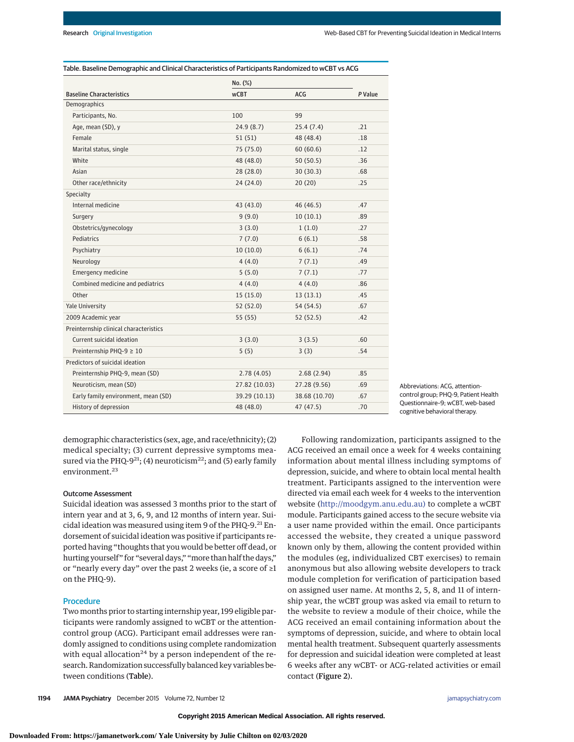Table. Baseline Demographic and Clinical Characteristics of Participants Randomized to wCBT vs ACG

| Baseline Characteristics | No. (%) | | P Value |
|---|---|---|---|
| | wCBT | ACG | |
| **Demographics** | | | |
| Participants, No. | 100 | 99 | |
| Age, mean (SD), y | 24.9 (8.7) | 25.4 (7.4) | .21 |
| Female | 51 (51) | 48 (48.4) | .18 |
| Marital status, single | 75 (75.0) | 60 (60.6) | .12 |
| White | 48 (48.0) | 50 (50.5) | .36 |
| Asian | 28 (28.0) | 30 (30.3) | .68 |
| Other race/ethnicity | 24 (24.0) | 20 (20) | .25 |
| **Specialty** | | | |
| Internal medicine | 43 (43.0) | 46 (46.5) | .47 |
| Surgery | 9 (9.0) | 10 (10.1) | .89 |
| Obstetrics/gynecology | 3 (3.0) | 1 (1.0) | .27 |
| Pediatrics | 7 (7.0) | 6 (6.1) | .58 |
| Psychiatry | 10 (10.0) | 6 (6.1) | .74 |
| Neurology | 4 (4.0) | 7 (7.1) | .49 |
| Emergency medicine | 5 (5.0) | 7 (7.1) | .77 |
| Combined medicine and pediatrics | 4 (4.0) | 4 (4.0) | .86 |
| Other | 15 (15.0) | 13 (13.1) | .45 |
| Yale University | 52 (52.0) | 54 (54.5) | .67 |
| 2009 Academic year | 55 (55) | 52 (52.5) | .42 |
| **Preinternship clinical characteristics** | | | |
| Current suicidal ideation | 3 (3.0) | 3 (3.5) | .60 |
| Preinternship PHQ-9 ≥ 10 | 5 (5) | 3 (3) | .54 |
| **Predictors of suicidal ideation** | | | |
| Preinternship PHQ-9, mean (SD) | 2.78 (4.05) | 2.68 (2.94) | .85 |
| Neuroticism, mean (SD) | 27.82 (10.03) | 27.28 (9.56) | .69 |
| Early family environment, mean (SD) | 39.29 (10.13) | 38.68 (10.70) | .67 |
| History of depression | 48 (48.0) | 47 (47.5) | .70 |

Abbreviations: ACG, attention-control group; PHQ-9, Patient Health Questionnaire–9; wCBT, web-based cognitive behavioral therapy.

demographic characteristics (sex, age, and race/ethnicity); (2) medical specialty; (3) current depressive symptoms measured via the PHQ-9[21]; (4) neuroticism[22]; and (5) early family environment.[23]

### Outcome Assessment

Suicidal ideation was assessed 3 months prior to the start of intern year and at 3, 6, 9, and 12 months of intern year. Suicidal ideation was measured using item 9 of the PHQ-9.[21] Endorsement of suicidal ideation was positive if participants reported having "thoughts that you would be better off dead, or hurting yourself" for "several days," "more than half the days," or "nearly every day" over the past 2 weeks (ie, a score of ≥1 on the PHQ-9).

## Procedure

Two months prior to starting internship year, 199 eligible participants were randomly assigned to wCBT or the attention-control group (ACG). Participant email addresses were randomly assigned to conditions using complete randomization with equal allocation[24] by a person independent of the research. Randomization successfully balanced key variables between conditions (Table).

Following randomization, participants assigned to the ACG received an email once a week for 4 weeks containing information about mental illness including symptoms of depression, suicide, and where to obtain local mental health treatment. Participants assigned to the intervention were directed via email each week for 4 weeks to the intervention website (http://moodgym.anu.edu.au) to complete a wCBT module. Participants gained access to the secure website via a user name provided within the email. Once participants accessed the website, they created a unique password known only by them, allowing the content provided within the modules (eg, individualized CBT exercises) to remain anonymous but also allowing website developers to track module completion for verification of participation based on assigned user name. At months 2, 5, 8, and 11 of internship year, the wCBT group was asked via email to return to the website to review a module of their choice, while the ACG received an email containing information about the symptoms of depression, suicide, and where to obtain local mental health treatment. Subsequent quarterly assessments for depression and suicidal ideation were completed at least 6 weeks after any wCBT- or ACG-related activities or email contact (Figure 2).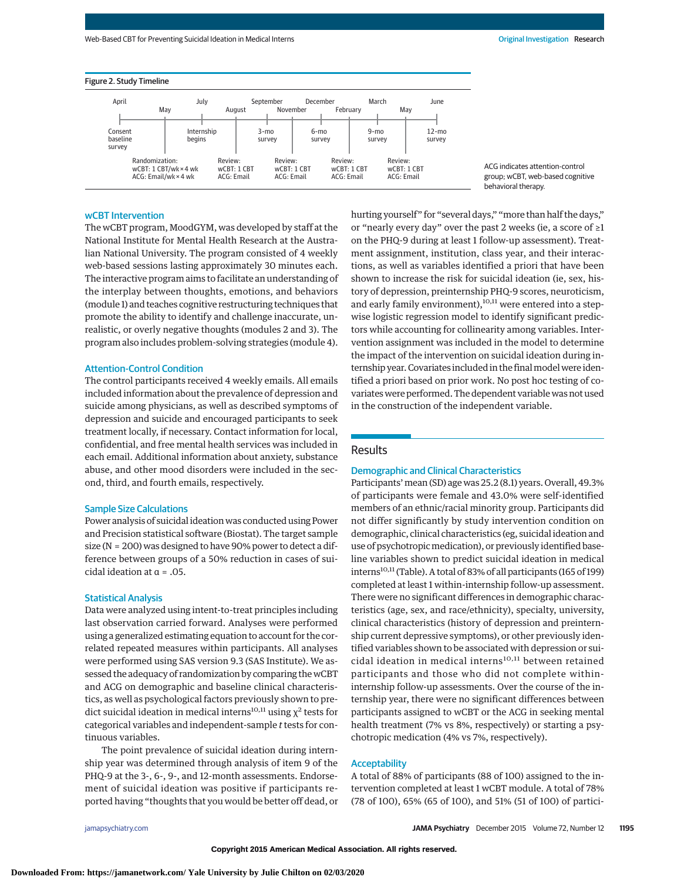**Figure 2. Study Timeline**

| April | May | July | August | September | November | December | February | March | May | June |
|---|---|---|---|---|---|---|---|---|---|---|
| Consent baseline survey | Randomization: wCBT: 1 CBT/wk × 4 wk; ACG: Email/wk × 4 wk | Internship begins | Review: wCBT: 1 CBT; ACG: Email | 3-mo survey | Review: wCBT: 1 CBT; ACG: Email | 6-mo survey | Review: wCBT: 1 CBT; ACG: Email | 9-mo survey | Review: wCBT: 1 CBT; ACG: Email | 12-mo survey |

ACG indicates attention-control group; wCBT, web-based cognitive behavioral therapy.

### wCBT Intervention

The wCBT program, MoodGYM, was developed by staff at the National Institute for Mental Health Research at the Australian National University. The program consisted of 4 weekly web-based sessions lasting approximately 30 minutes each. The interactive program aims to facilitate an understanding of the interplay between thoughts, emotions, and behaviors (module 1) and teaches cognitive restructuring techniques that promote the ability to identify and challenge inaccurate, unrealistic, or overly negative thoughts (modules 2 and 3). The program also includes problem-solving strategies (module 4).

### Attention-Control Condition

The control participants received 4 weekly emails. All emails included information about the prevalence of depression and suicide among physicians, as well as described symptoms of depression and suicide and encouraged participants to seek treatment locally, if necessary. Contact information for local, confidential, and free mental health services was included in each email. Additional information about anxiety, substance abuse, and other mood disorders were included in the second, third, and fourth emails, respectively.

### Sample Size Calculations

Power analysis of suicidal ideation was conducted using Power and Precision statistical software (Biostat). The target sample size (N = 200) was designed to have 90% power to detect a difference between groups of a 50% reduction in cases of suicidal ideation at $\alpha = .05$.

### Statistical Analysis

Data were analyzed using intent-to-treat principles including last observation carried forward. Analyses were performed using a generalized estimating equation to account for the correlated repeated measures within participants. All analyses were performed using SAS version 9.3 (SAS Institute). We assessed the adequacy of randomization by comparing the wCBT and ACG on demographic and baseline clinical characteristics, as well as psychological factors previously shown to predict suicidal ideation in medical interns[10,11] using $\chi^2$ tests for categorical variables and independent-sample *t* tests for continuous variables.

The point prevalence of suicidal ideation during internship year was determined through analysis of item 9 of the PHQ-9 at the 3-, 6-, 9-, and 12-month assessments. Endorsement of suicidal ideation was positive if participants reported having "thoughts that you would be better off dead, or hurting yourself" for "several days," "more than half the days," or "nearly every day" over the past 2 weeks (ie, a score of ≥1 on the PHQ-9 during at least 1 follow-up assessment). Treatment assignment, institution, class year, and their interactions, as well as variables identified a priori that have been shown to increase the risk for suicidal ideation (ie, sex, history of depression, preinternship PHQ-9 scores, neuroticism, and early family environment),[10,11] were entered into a stepwise logistic regression model to identify significant predictors while accounting for collinearity among variables. Intervention assignment was included in the model to determine the impact of the intervention on suicidal ideation during internship year. Covariates included in the final model were identified a priori based on prior work. No post hoc testing of covariates were performed. The dependent variable was not used in the construction of the independent variable.

## Results

### Demographic and Clinical Characteristics

Participants' mean (SD) age was 25.2 (8.1) years. Overall, 49.3% of participants were female and 43.0% were self-identified members of an ethnic/racial minority group. Participants did not differ significantly by study intervention condition on demographic, clinical characteristics (eg, suicidal ideation and use of psychotropic medication), or previously identified baseline variables shown to predict suicidal ideation in medical interns[10,11] (Table). A total of 83% of all participants (165 of 199) completed at least 1 within-internship follow-up assessment. There were no significant differences in demographic characteristics (age, sex, and race/ethnicity), specialty, university, clinical characteristics (history of depression and preinternship current depressive symptoms), or other previously identified variables shown to be associated with depression or suicidal ideation in medical interns[10,11] between retained participants and those who did not complete within-internship follow-up assessments. Over the course of the internship year, there were no significant differences between participants assigned to wCBT or the ACG in seeking mental health treatment (7% vs 8%, respectively) or starting a psychotropic medication (4% vs 7%, respectively).

### Acceptability

A total of 88% of participants (88 of 100) assigned to the intervention completed at least 1 wCBT module. A total of 78% (78 of 100), 65% (65 of 100), and 51% (51 of 100) of partici-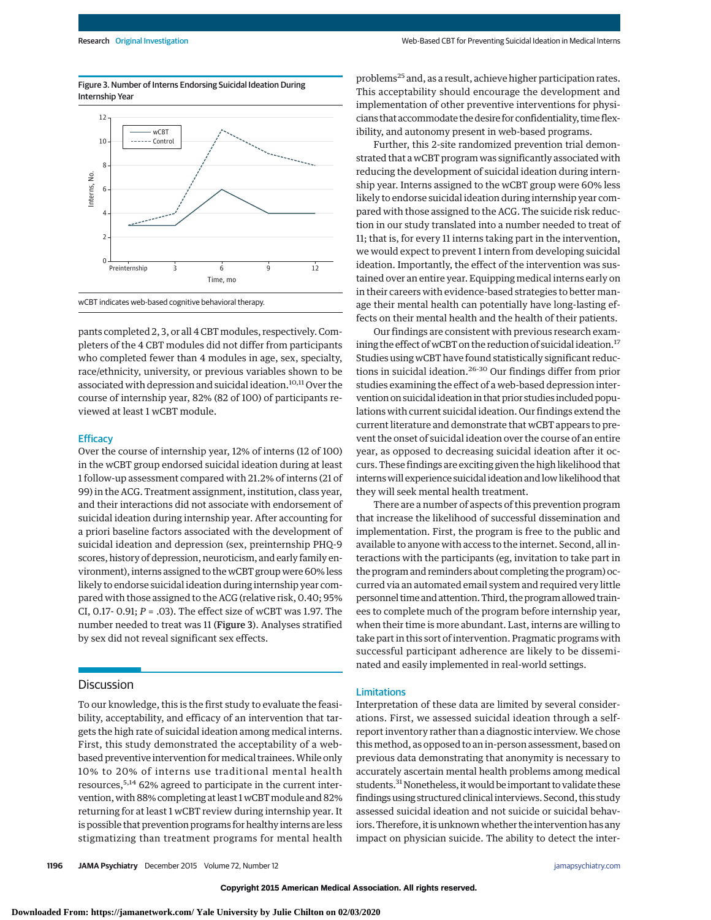Figure 3. Number of Interns Endorsing Suicidal Ideation During Internship Year

Interns, No.

12
10
8
6
4
2
0

wCBT
Control

Preinternship
3
6
9
12

Time, mo

wCBT indicates web-based cognitive behavioral therapy.

pants completed 2, 3, or all 4 CBT modules, respectively. Completers of the 4 CBT modules did not differ from participants who completed fewer than 4 modules in age, sex, specialty, race/ethnicity, university, or previous variables shown to be associated with depression and suicidal ideation.[10,11] Over the course of internship year, 82% (82 of 100) of participants reviewed at least 1 wCBT module.

### Efficacy

Over the course of internship year, 12% of interns (12 of 100) in the wCBT group endorsed suicidal ideation during at least 1 follow-up assessment compared with 21.2% of interns (21 of 99) in the ACG. Treatment assignment, institution, class year, and their interactions did not associate with endorsement of suicidal ideation during internship year. After accounting for a priori baseline factors associated with the development of suicidal ideation and depression (sex, preinternship PHQ-9 scores, history of depression, neuroticism, and early family environment), interns assigned to the wCBT group were 60% less likely to endorse suicidal ideation during internship year compared with those assigned to the ACG (relative risk, 0.40; 95% CI, 0.17- 0.91; $P = .03$). The effect size of wCBT was 1.97. The number needed to treat was 11 (**Figure 3**). Analyses stratified by sex did not reveal significant sex effects.

## Discussion

To our knowledge, this is the first study to evaluate the feasibility, acceptability, and efficacy of an intervention that targets the high rate of suicidal ideation among medical interns. First, this study demonstrated the acceptability of a web-based preventive intervention for medical trainees. While only 10% to 20% of interns use traditional mental health resources,[5,14] 62% agreed to participate in the current intervention, with 88% completing at least 1 wCBT module and 82% returning for at least 1 wCBT review during internship year. It is possible that prevention programs for healthy interns are less stigmatizing than treatment programs for mental health problems[25] and, as a result, achieve higher participation rates. This acceptability should encourage the development and implementation of other preventive interventions for physicians that accommodate the desire for confidentiality, time flexibility, and autonomy present in web-based programs.

Further, this 2-site randomized prevention trial demonstrated that a wCBT program was significantly associated with reducing the development of suicidal ideation during internship year. Interns assigned to the wCBT group were 60% less likely to endorse suicidal ideation during internship year compared with those assigned to the ACG. The suicide risk reduction in our study translated into a number needed to treat of 11; that is, for every 11 interns taking part in the intervention, we would expect to prevent 1 intern from developing suicidal ideation. Importantly, the effect of the intervention was sustained over an entire year. Equipping medical interns early on in their careers with evidence-based strategies to better manage their mental health can potentially have long-lasting effects on their mental health and the health of their patients.

Our findings are consistent with previous research examining the effect of wCBT on the reduction of suicidal ideation.[17] Studies using wCBT have found statistically significant reductions in suicidal ideation.[26-30] Our findings differ from prior studies examining the effect of a web-based depression intervention on suicidal ideation in that prior studies included populations with current suicidal ideation. Our findings extend the current literature and demonstrate that wCBT appears to prevent the onset of suicidal ideation over the course of an entire year, as opposed to decreasing suicidal ideation after it occurs. These findings are exciting given the high likelihood that interns will experience suicidal ideation and low likelihood that they will seek mental health treatment.

There are a number of aspects of this prevention program that increase the likelihood of successful dissemination and implementation. First, the program is free to the public and available to anyone with access to the internet. Second, all interactions with the participants (eg, invitation to take part in the program and reminders about completing the program) occurred via an automated email system and required very little personnel time and attention. Third, the program allowed trainees to complete much of the program before internship year, when their time is more abundant. Last, interns are willing to take part in this sort of intervention. Pragmatic programs with successful participant adherence are likely to be disseminated and easily implemented in real-world settings.

### Limitations

Interpretation of these data are limited by several considerations. First, we assessed suicidal ideation through a self-report inventory rather than a diagnostic interview. We chose this method, as opposed to an in-person assessment, based on previous data demonstrating that anonymity is necessary to accurately ascertain mental health problems among medical students.[31] Nonetheless, it would be important to validate these findings using structured clinical interviews. Second, this study assessed suicidal ideation and not suicide or suicidal behaviors. Therefore, it is unknown whether the intervention has any impact on physician suicide. The ability to detect the inter-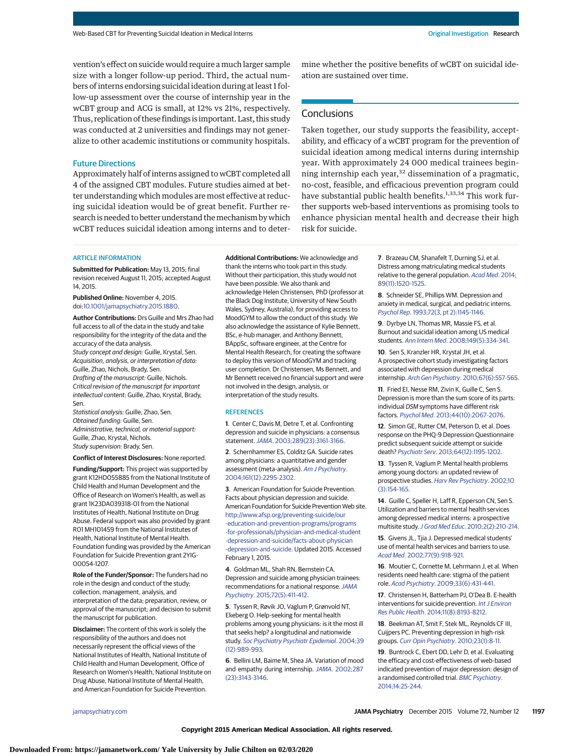vention's effect on suicide would require a much larger sample size with a longer follow-up period. Third, the actual numbers of interns endorsing suicidal ideation during at least 1 follow-up assessment over the course of internship year in the wCBT group and ACG is small, at 12% vs 21%, respectively. Thus, replication of these findings is important. Last, this study was conducted at 2 universities and findings may not generalize to other academic institutions or community hospitals.

### Future Directions

Approximately half of interns assigned to wCBT completed all 4 of the assigned CBT modules. Future studies aimed at better understanding which modules are most effective at reducing suicidal ideation would be of great benefit. Further research is needed to better understand the mechanism by which wCBT reduces suicidal ideation among interns and to determine whether the positive benefits of wCBT on suicidal ideation are sustained over time.

## Conclusions

Taken together, our study supports the feasibility, acceptability, and efficacy of a wCBT program for the prevention of suicidal ideation among medical interns during internship year. With approximately 24 000 medical trainees beginning internship each year,[32] dissemination of a pragmatic, no-cost, feasible, and efficacious prevention program could have substantial public health benefits.[1,33,34] This work further supports web-based interventions as promising tools to enhance physician mental health and decrease their high risk for suicide.

ARTICLE INFORMATION

**Submitted for Publication:** May 13, 2015; final revision received August 11, 2015; accepted August 14, 2015.

**Published Online:** November 4, 2015. doi:10.1001/jamapsychiatry.2015.1880.

**Author Contributions:** Drs Guille and Mrs Zhao had full access to all of the data in the study and take responsibility for the integrity of the data and the accuracy of the data analysis.
*Study concept and design:* Guille, Krystal, Sen.
*Acquisition, analysis, or interpretation of data:* Guille, Zhao, Nichols, Brady, Sen.
*Drafting of the manuscript:* Guille, Nichols.
*Critical revision of the manuscript for important intellectual content:* Guille, Zhao, Krystal, Brady, Sen.
*Statistical analysis:* Guille, Zhao, Sen.
*Obtained funding:* Guille, Sen.
*Administrative, technical, or material support:* Guille, Zhao, Krystal, Nichols.
*Study supervision:* Brady, Sen.

**Conflict of Interest Disclosures:** None reported.

**Funding/Support:** This project was supported by grant K12HD055885 from the National Institute of Child Health and Human Development and the Office of Research on Women's Health, as well as grant 1K23DA039318-01 from the National Institutes of Health, National Institute on Drug Abuse. Federal support was also provided by grant R01 MH101459 from the National Institutes of Health, National Institute of Mental Health. Foundation funding was provided by the American Foundation for Suicide Prevention grant 2YIG-00054-1207.

**Role of the Funder/Sponsor:** The funders had no role in the design and conduct of the study; collection, management, analysis, and interpretation of the data; preparation, review, or approval of the manuscript; and decision to submit the manuscript for publication.

**Disclaimer:** The content of this work is solely the responsibility of the authors and does not necessarily represent the official views of the National Institutes of Health, National Institute of Child Health and Human Development, Office of Research on Women's Health, National Institute on Drug Abuse, National Institute of Mental Health, and American Foundation for Suicide Prevention.

**Additional Contributions:** We acknowledge and thank the interns who took part in this study. Without their participation, this study would not have been possible. We also thank and acknowledge Helen Christensen, PhD (professor at the Black Dog Institute, University of New South Wales, Sydney, Australia), for providing access to MoodGYM to allow the conduct of this study. We also acknowledge the assistance of Kylie Bennett, BSc, e-hub manager, and Anthony Bennett, BAppSc, software engineer, at the Centre for Mental Health Research, for creating the software to deploy this version of MoodGYM and tracking user completion. Dr Christensen, Ms Bennett, and Mr Bennett received no financial support and were not involved in the design, analysis, or interpretation of the study results.

REFERENCES

1. Center C, Davis M, Detre T, et al. Confronting depression and suicide in physicians: a consensus statement. *JAMA*. 2003;289(23):3161-3166.

2. Schernhammer ES, Colditz GA. Suicide rates among physicians: a quantitative and gender assessment (meta-analysis). *Am J Psychiatry*. 2004;161(12):2295-2302.

3. American Foundation for Suicide Prevention. Facts about physician depression and suicide. American Foundation for Suicide Prevention Web site. http://www.afsp.org/preventing-suicide/our-education-and-prevention-programs/programs-for-professionals/physician-and-medical-student-depression-and-suicide/facts-about-physician-depression-and-suicide. Updated 2015. Accessed February 1, 2015.

4. Goldman ML, Shah RN, Bernstein CA. Depression and suicide among physician trainees: recommendations for a national response. *JAMA Psychiatry*. 2015;72(5):411-412.

5. Tyssen R, Røvik JO, Vaglum P, Grønvold NT, Ekeberg O. Help-seeking for mental health problems among young physicians: is it the most ill that seeks help? a longitudinal and nationwide study. *Soc Psychiatry Psychiatr Epidemiol*. 2004;39(12):989-993.

6. Bellini LM, Baime M, Shea JA. Variation of mood and empathy during internship. *JAMA*. 2002;287(23):3143-3146.

7. Brazeau CM, Shanafelt T, Durning SJ, et al. Distress among matriculating medical students relative to the general population. *Acad Med*. 2014;89(11):1520-1525.

8. Schneider SE, Phillips WM. Depression and anxiety in medical, surgical, and pediatric interns. *Psychol Rep*. 1993;72(3, pt 2):1145-1146.

9. Dyrbye LN, Thomas MR, Massie FS, et al. Burnout and suicidal ideation among US medical students. *Ann Intern Med*. 2008;149(5):334-341.

10. Sen S, Kranzler HR, Krystal JH, et al. A prospective cohort study investigating factors associated with depression during medical internship. *Arch Gen Psychiatry*. 2010;67(6):557-565.

11. Fried EI, Nesse RM, Zivin K, Guille C, Sen S. Depression is more than the sum score of its parts: individual *DSM* symptoms have different risk factors. *Psychol Med*. 2013;44(10):2067-2076.

12. Simon GE, Rutter CM, Peterson D, et al. Does response on the PHQ-9 Depression Questionnaire predict subsequent suicide attempt or suicide death? *Psychiatr Serv*. 2013;64(12):1195-1202.

13. Tyssen R, Vaglum P. Mental health problems among young doctors: an updated review of prospective studies. *Harv Rev Psychiatry*. 2002;10(3):154-165.

14. Guille C, Speller H, Laff R, Epperson CN, Sen S. Utilization and barriers to mental health services among depressed medical interns: a prospective multisite study. *J Grad Med Educ*. 2010;2(2):210-214.

15. Givens JL, Tjia J. Depressed medical students' use of mental health services and barriers to use. *Acad Med*. 2002;77(9):918-921.

16. Moutier C, Cornette M, Lehrmann J, et al. When residents need health care: stigma of the patient role. *Acad Psychiatry*. 2009;33(6):431-441.

17. Christensen H, Batterham PJ, O'Dea B. E-health interventions for suicide prevention. *Int J Environ Res Public Health*. 2014;11(8):8193-8212.

18. Beekman AT, Smit F, Stek ML, Reynolds CF III, Cuijpers PC. Preventing depression in high-risk groups. *Curr Opin Psychiatry*. 2010;23(1):8-11.

19. Buntrock C, Ebert DD, Lehr D, et al. Evaluating the efficacy and cost-effectiveness of web-based indicated prevention of major depression: design of a randomised controlled trial. *BMC Psychiatry*. 2014;14:25-244.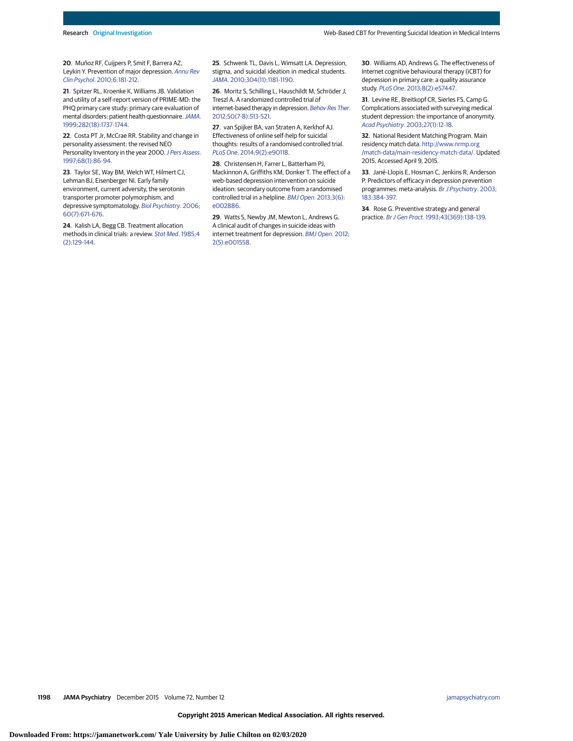20. Muñoz RF, Cuijpers P, Smit F, Barrera AZ, Leykin Y. Prevention of major depression. *Annu Rev Clin Psychol*. 2010;6:181-212.

21. Spitzer RL, Kroenke K, Williams JB. Validation and utility of a self-report version of PRIME-MD: the PHQ primary care study: primary care evaluation of mental disorders: patient health questionnaire. *JAMA*. 1999;282(18):1737-1744.

22. Costa PT Jr, McCrae RR. Stability and change in personality assessment: the revised NEO Personality Inventory in the year 2000. *J Pers Assess*. 1997;68(1):86-94.

23. Taylor SE, Way BM, Welch WT, Hilmert CJ, Lehman BJ, Eisenberger NI. Early family environment, current adversity, the serotonin transporter promoter polymorphism, and depressive symptomatology. *Biol Psychiatry*. 2006;60(7):671-676.

24. Kalish LA, Begg CB. Treatment allocation methods in clinical trials: a review. *Stat Med*. 1985;4(2):129-144.

25. Schwenk TL, Davis L, Wimsatt LA. Depression, stigma, and suicidal ideation in medical students. *JAMA*. 2010;304(11):1181-1190.

26. Moritz S, Schilling L, Hauschildt M, Schröder J, Treszl A. A randomized controlled trial of internet-based therapy in depression. *Behav Res Ther*. 2012;50(7-8):513-521.

27. van Spijker BA, van Straten A, Kerkhof AJ. Effectiveness of online self-help for suicidal thoughts: results of a randomised controlled trial. *PLoS One*. 2014;9(2):e90118.

28. Christensen H, Farrer L, Batterham PJ, Mackinnon A, Griffiths KM, Donker T. The effect of a web-based depression intervention on suicide ideation: secondary outcome from a randomised controlled trial in a helpline. *BMJ Open*. 2013;3(6):e002886.

29. Watts S, Newby JM, Mewton L, Andrews G. A clinical audit of changes in suicide ideas with internet treatment for depression. *BMJ Open*. 2012;2(5):e001558.

30. Williams AD, Andrews G. The effectiveness of Internet cognitive behavioural therapy (iCBT) for depression in primary care: a quality assurance study. *PLoS One*. 2013;8(2):e57447.

31. Levine RE, Breitkopf CR, Sierles FS, Camp G. Complications associated with surveying medical student depression: the importance of anonymity. *Acad Psychiatry*. 2003;27(1):12-18.

32. National Resident Matching Program. Main residency match data. http://www.nrmp.org/match-data/main-residency-match-data/. Updated 2015. Accessed April 9, 2015.

33. Jané-Llopis E, Hosman C, Jenkins R, Anderson P. Predictors of efficacy in depression prevention programmes: meta-analysis. *Br J Psychiatry*. 2003;183:384-397.

34. Rose G. Preventive strategy and general practice. *Br J Gen Pract*. 1993;43(369):138-139.